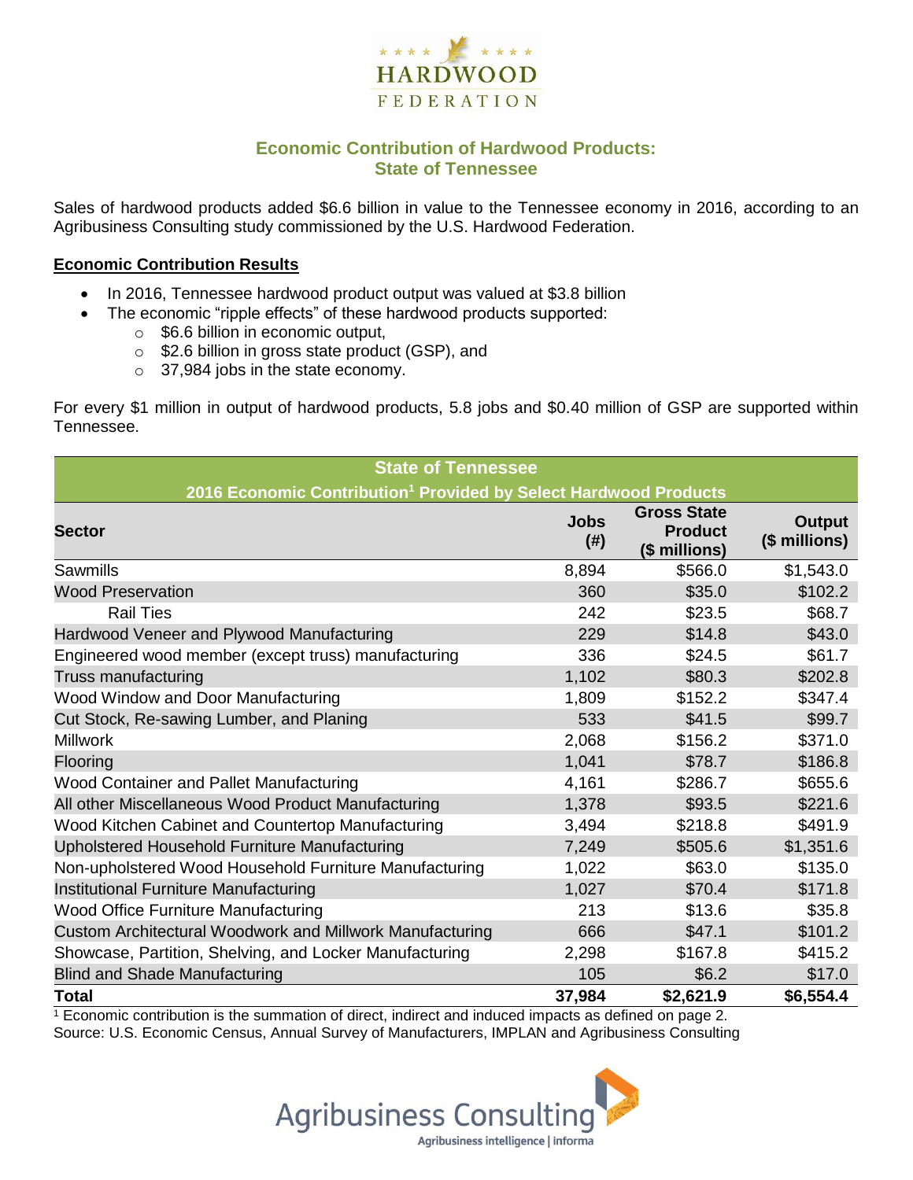# Economic Contribution of Hardwood Products: State of Tennessee

Sales of hardwood products added $6.6 billion in value to the Tennessee economy in 2016, according to an Agribusiness Consulting study commissioned by the U.S. Hardwood Federation.

**Economic Contribution Results**

- In 2016, Tennessee hardwood product output was valued at $3.8 billion
- The economic "ripple effects" of these hardwood products supported:
    - $6.6 billion in economic output,
    - $2.6 billion in gross state product (GSP), and
    - 37,984 jobs in the state economy.

For every $1 million in output of hardwood products, 5.8 jobs and $0.40 million of GSP are supported within Tennessee.

| State of Tennessee<br>2016 Economic Contribution[1] Provided by Select Hardwood Products | | | |
|---|---|---|---|
| **Sector** | **Jobs (#)** | **Gross State Product ($ millions)** | **Output ($ millions)** |
| Sawmills | 8,894 | $566.0 | $1,543.0 |
| Wood Preservation | 360 | $35.0 | $102.2 |
| Rail Ties | 242 | $23.5 | $68.7 |
| Hardwood Veneer and Plywood Manufacturing | 229 | $14.8 | $43.0 |
| Engineered wood member (except truss) manufacturing | 336 | $24.5 | $61.7 |
| Truss manufacturing | 1,102 | $80.3 | $202.8 |
| Wood Window and Door Manufacturing | 1,809 | $152.2 | $347.4 |
| Cut Stock, Re-sawing Lumber, and Planing | 533 | $41.5 | $99.7 |
| Millwork | 2,068 | $156.2 | $371.0 |
| Flooring | 1,041 | $78.7 | $186.8 |
| Wood Container and Pallet Manufacturing | 4,161 | $286.7 | $655.6 |
| All other Miscellaneous Wood Product Manufacturing | 1,378 | $93.5 | $221.6 |
| Wood Kitchen Cabinet and Countertop Manufacturing | 3,494 | $218.8 | $491.9 |
| Upholstered Household Furniture Manufacturing | 7,249 | $505.6 | $1,351.6 |
| Non-upholstered Wood Household Furniture Manufacturing | 1,022 | $63.0 | $135.0 |
| Institutional Furniture Manufacturing | 1,027 | $70.4 | $171.8 |
| Wood Office Furniture Manufacturing | 213 | $13.6 | $35.8 |
| Custom Architectural Woodwork and Millwork Manufacturing | 666 | $47.1 | $101.2 |
| Showcase, Partition, Shelving, and Locker Manufacturing | 2,298 | $167.8 | $415.2 |
| Blind and Shade Manufacturing | 105 | $6.2 | $17.0 |
| **Total** | **37,984** | **$2,621.9** | **$6,554.4** |

[1] Economic contribution is the summation of direct, indirect and induced impacts as defined on page 2.
Source: U.S. Economic Census, Annual Survey of Manufacturers, IMPLAN and Agribusiness Consulting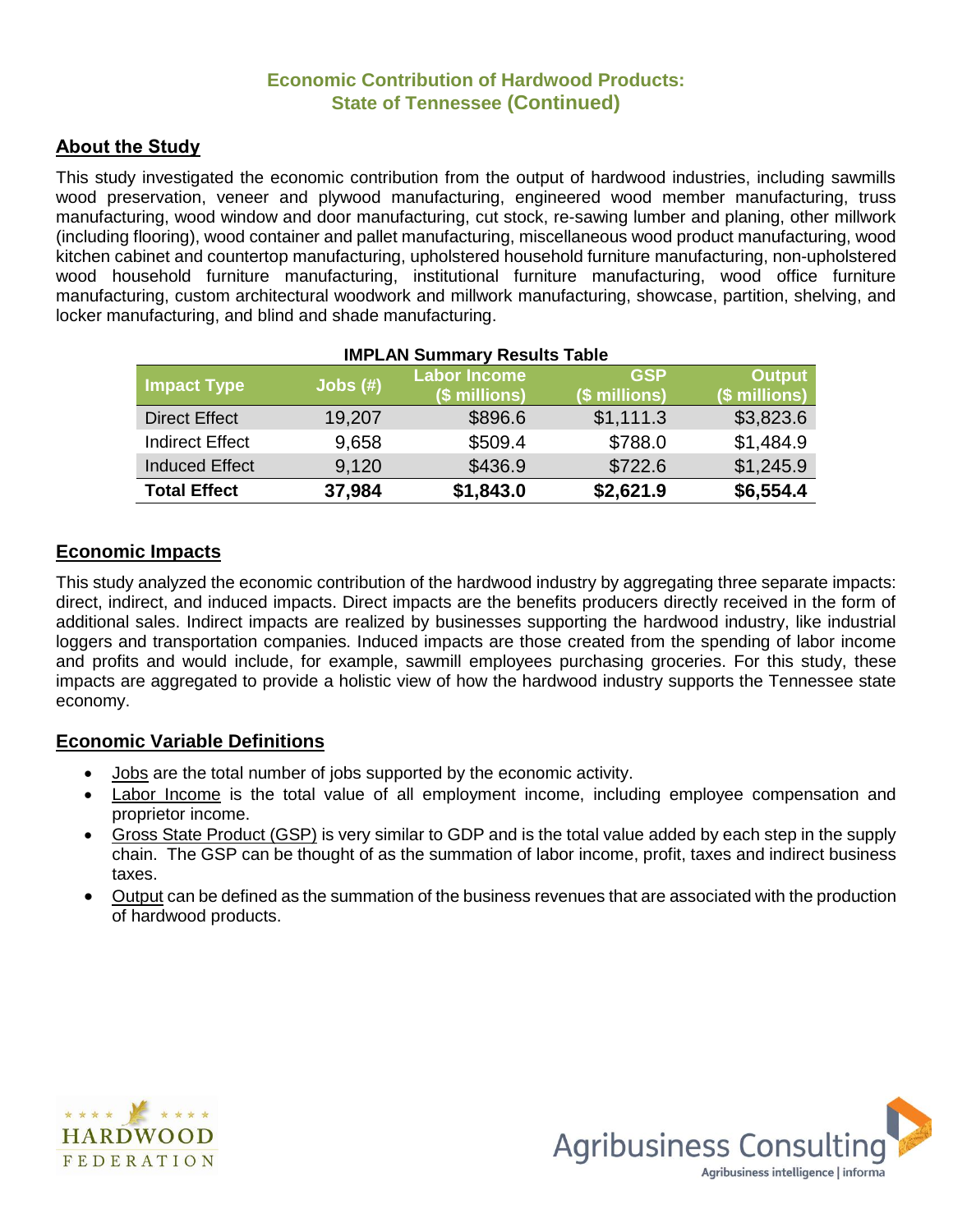## Economic Contribution of Hardwood Products: State of Tennessee (Continued)

### About the Study

This study investigated the economic contribution from the output of hardwood industries, including sawmills wood preservation, veneer and plywood manufacturing, engineered wood member manufacturing, truss manufacturing, wood window and door manufacturing, cut stock, re-sawing lumber and planing, other millwork (including flooring), wood container and pallet manufacturing, miscellaneous wood product manufacturing, wood kitchen cabinet and countertop manufacturing, upholstered household furniture manufacturing, non-upholstered wood household furniture manufacturing, institutional furniture manufacturing, wood office furniture manufacturing, custom architectural woodwork and millwork manufacturing, showcase, partition, shelving, and locker manufacturing, and blind and shade manufacturing.

**IMPLAN Summary Results Table**

| Impact Type | Jobs (#) | Labor Income ($ millions) | GSP ($ millions) | Output ($ millions) |
|---|---|---|---|---|
| Direct Effect | 19,207 | $896.6 | $1,111.3 | $3,823.6 |
| Indirect Effect | 9,658 | $509.4 | $788.0 | $1,484.9 |
| Induced Effect | 9,120 | $436.9 | $722.6 | $1,245.9 |
| **Total Effect** | **37,984** | **$1,843.0** | **$2,621.9** | **$6,554.4** |

### Economic Impacts

This study analyzed the economic contribution of the hardwood industry by aggregating three separate impacts: direct, indirect, and induced impacts. Direct impacts are the benefits producers directly received in the form of additional sales. Indirect impacts are realized by businesses supporting the hardwood industry, like industrial loggers and transportation companies. Induced impacts are those created from the spending of labor income and profits and would include, for example, sawmill employees purchasing groceries. For this study, these impacts are aggregated to provide a holistic view of how the hardwood industry supports the Tennessee state economy.

### Economic Variable Definitions

- Jobs are the total number of jobs supported by the economic activity.
- Labor Income is the total value of all employment income, including employee compensation and proprietor income.
- Gross State Product (GSP) is very similar to GDP and is the total value added by each step in the supply chain. The GSP can be thought of as the summation of labor income, profit, taxes and indirect business taxes.
- Output can be defined as the summation of the business revenues that are associated with the production of hardwood products.

HARDWOOD FEDERATION

Agribusiness Consulting
Agribusiness intelligence | informa